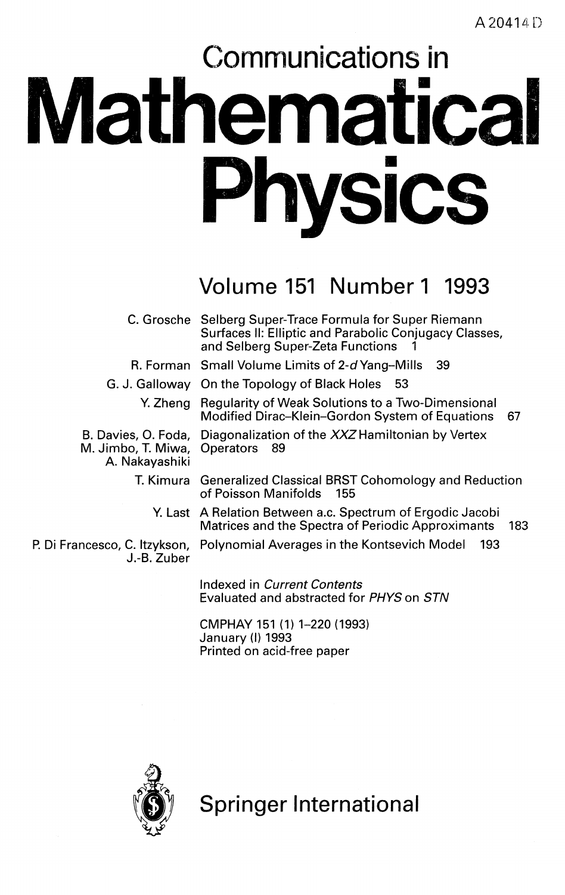A 20414 D

# Communications in Mathematical Physics

## Volume 151 Number 1 1993

| | | |
|---|---|---|
| C. Grosche | Selberg Super-Trace Formula for Super Riemann Surfaces II: Elliptic and Parabolic Conjugacy Classes, and Selberg Super-Zeta Functions | 1 |
| R. Forman | Small Volume Limits of 2-*d* Yang–Mills | 39 |
| G. J. Galloway | On the Topology of Black Holes | 53 |
| Y. Zheng | Regularity of Weak Solutions to a Two-Dimensional Modified Dirac–Klein–Gordon System of Equations | 67 |
| B. Davies, O. Foda, M. Jimbo, T. Miwa, A. Nakayashiki | Diagonalization of the *XXZ* Hamiltonian by Vertex Operators | 89 |
| T. Kimura | Generalized Classical BRST Cohomology and Reduction of Poisson Manifolds | 155 |
| Y. Last | A Relation Between a.c. Spectrum of Ergodic Jacobi Matrices and the Spectra of Periodic Approximants | 183 |
| P. Di Francesco, C. Itzykson, J.-B. Zuber | Polynomial Averages in the Kontsevich Model | 193 |

Indexed in *Current Contents*
Evaluated and abstracted for *PHYS* on *STN*

CMPHAY 151 (1) 1–220 (1993)
January (I) 1993
Printed on acid-free paper

Springer International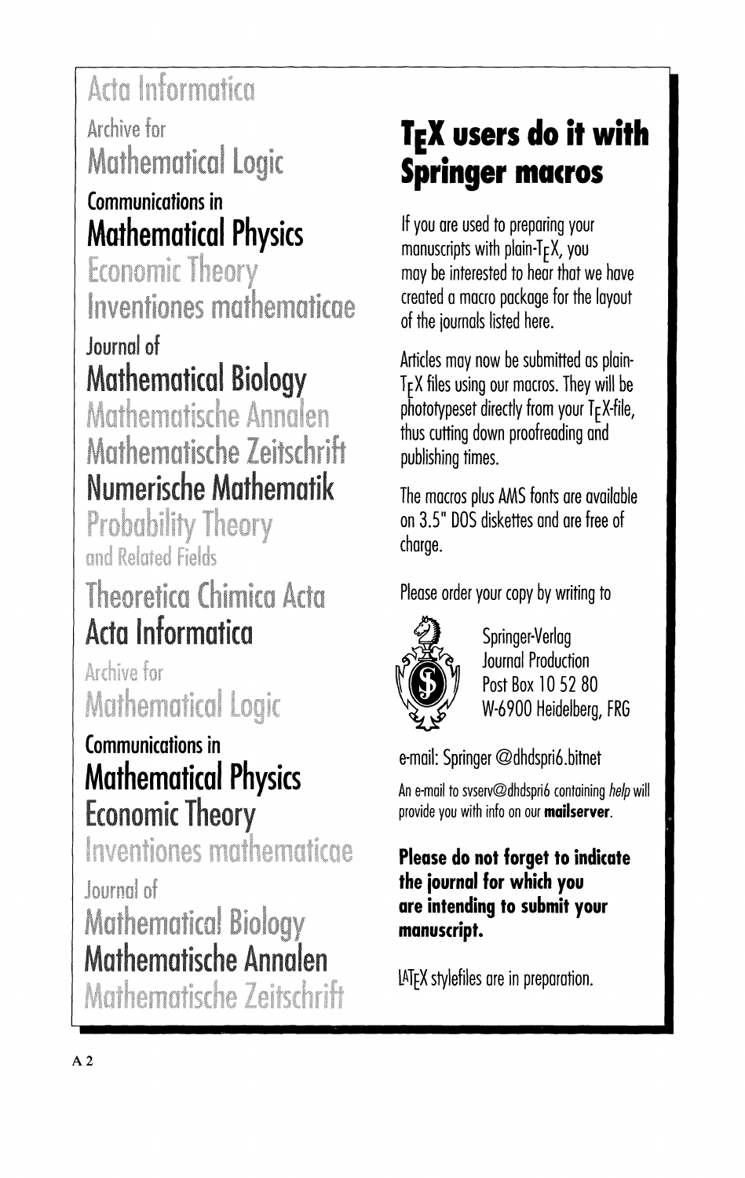Acta Informatica

Archive for

Mathematical Logic

Communications in

**Mathematical Physics**

Economic Theory

Inventiones mathematicae

Journal of

**Mathematical Biology**

Mathematische Annalen

Mathematische Zeitschrift

**Numerische Mathematik**

Probability Theory

and Related Fields

Theoretica Chimica Acta

**Acta Informatica**

Archive for

Mathematical Logic

Communications in

**Mathematical Physics**

**Economic Theory**

Inventiones mathematicae

Journal of

Mathematical Biology

**Mathematische Annalen**

Mathematische Zeitschrift

# TEX users do it with Springer macros

If you are used to preparing your manuscripts with plain-TEX, you may be interested to hear that we have created a macro package for the layout of the journals listed here.

Articles may now be submitted as plain-TEX files using our macros. They will be phototypeset directly from your TEX-file, thus cutting down proofreading and publishing times.

The macros plus AMS fonts are available on 3.5" DOS diskettes and are free of charge.

Please order your copy by writing to

Springer-Verlag
Journal Production
Post Box 10 52 80
W-6900 Heidelberg, FRG

e-mail: Springer @dhdspri6.bitnet

An e-mail to svserv@dhdspri6 containing *help* will provide you with info on our **mailserver**.

**Please do not forget to indicate the journal for which you are intending to submit your manuscript.**

LATEX stylefiles are in preparation.